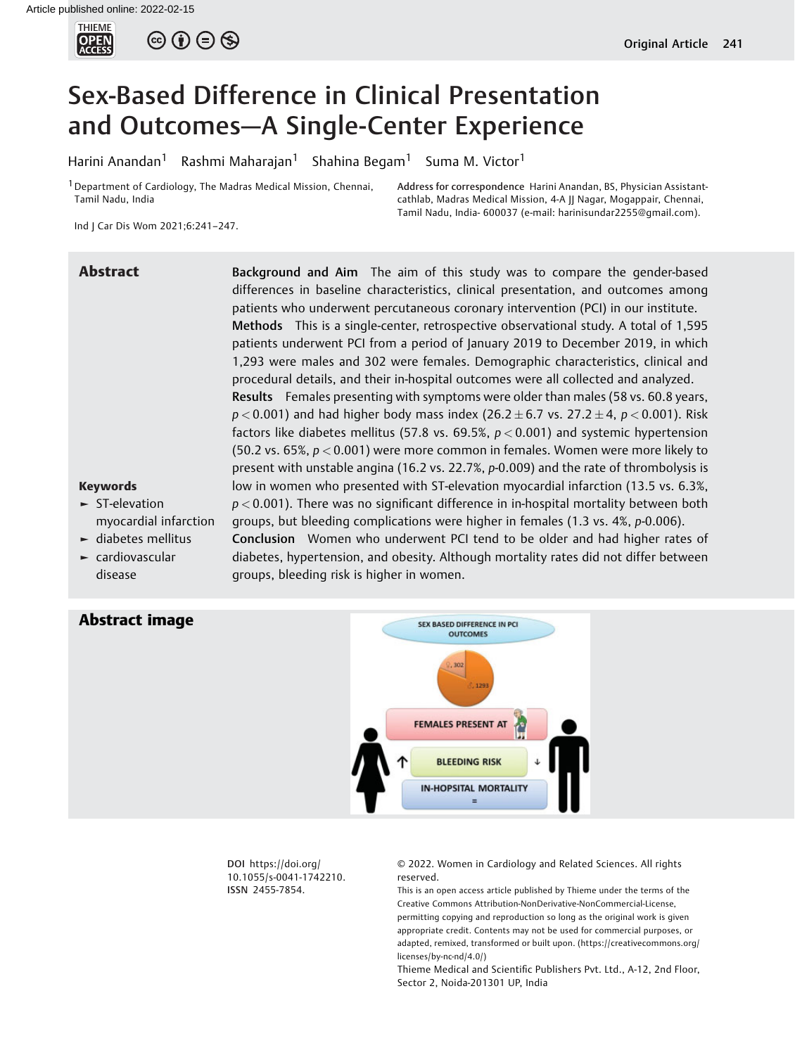# Sex-Based Difference in Clinical Presentation and Outcomes—A Single-Center Experience

Harini Anandan[1] Rashmi Maharajan[1] Shahina Begam[1] Suma M. Victor[1]

[1] Department of Cardiology, The Madras Medical Mission, Chennai, Tamil Nadu, India

Address for correspondence Harini Anandan, BS, Physician Assistant-cathlab, Madras Medical Mission, 4-A JJ Nagar, Mogappair, Chennai, Tamil Nadu, India- 600037 (e-mail: harinisundar2255@gmail.com).

Ind J Car Dis Wom 2021;6:241–247.

## Abstract

**Background and Aim** The aim of this study was to compare the gender-based differences in baseline characteristics, clinical presentation, and outcomes among patients who underwent percutaneous coronary intervention (PCI) in our institute.

**Methods** This is a single-center, retrospective observational study. A total of 1,595 patients underwent PCI from a period of January 2019 to December 2019, in which 1,293 were males and 302 were females. Demographic characteristics, clinical and procedural details, and their in-hospital outcomes were all collected and analyzed.

**Results** Females presenting with symptoms were older than males (58 vs. 60.8 years, $p < 0.001$) and had higher body mass index ($26.2 \pm 6.7$ vs. $27.2 \pm 4$, $p < 0.001$). Risk factors like diabetes mellitus (57.8 vs. 69.5%, $p < 0.001$) and systemic hypertension (50.2 vs. 65%, $p < 0.001$) were more common in females. Women were more likely to present with unstable angina (16.2 vs. 22.7%, $p$-0.009) and the rate of thrombolysis is low in women who presented with ST-elevation myocardial infarction (13.5 vs. 6.3%, $p < 0.001$). There was no significant difference in in-hospital mortality between both groups, but bleeding complications were higher in females (1.3 vs. 4%, $p$-0.006).

**Conclusion** Women who underwent PCI tend to be older and had higher rates of diabetes, hypertension, and obesity. Although mortality rates did not differ between groups, bleeding risk is higher in women.

**Keywords**
- ST-elevation myocardial infarction
- diabetes mellitus
- cardiovascular disease

## Abstract image

SEX BASED DIFFERENCE IN PCI OUTCOMES

♀, 302 ♂, 1293

FEMALES PRESENT AT

BLEEDING RISK ↑ ↓

IN-HOPSITAL MORTALITY =

DOI https://doi.org/10.1055/s-0041-1742210.
ISSN 2455-7854.

© 2022. Women in Cardiology and Related Sciences. All rights reserved.

This is an open access article published by Thieme under the terms of the Creative Commons Attribution-NonDerivative-NonCommercial-License, permitting copying and reproduction so long as the original work is given appropriate credit. Contents may not be used for commercial purposes, or adapted, remixed, transformed or built upon. (https://creativecommons.org/licenses/by-nc-nd/4.0/)

Thieme Medical and Scientific Publishers Pvt. Ltd., A-12, 2nd Floor, Sector 2, Noida-201301 UP, India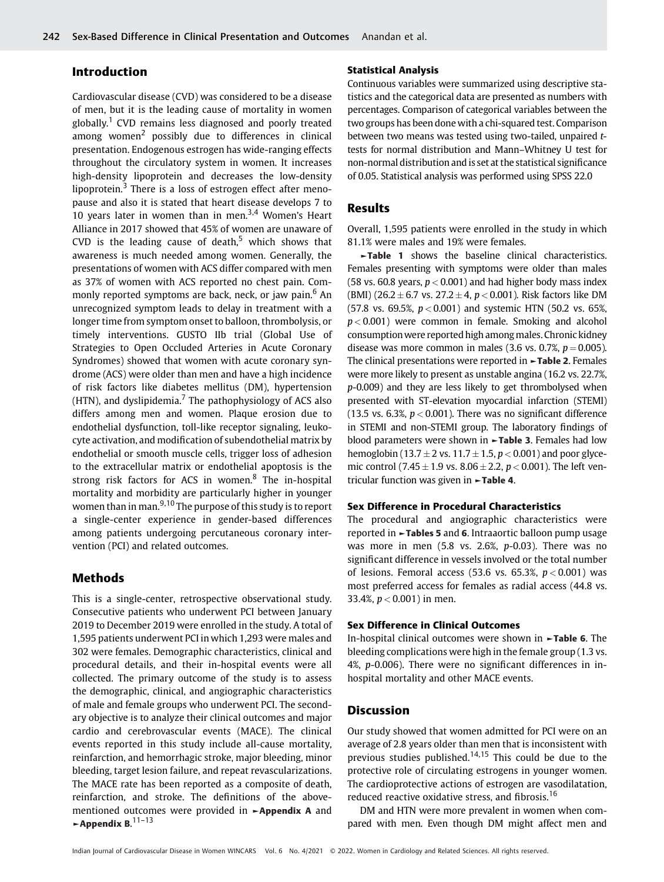## Introduction

Cardiovascular disease (CVD) was considered to be a disease of men, but it is the leading cause of mortality in women globally.[1] CVD remains less diagnosed and poorly treated among women[2] possibly due to differences in clinical presentation. Endogenous estrogen has wide-ranging effects throughout the circulatory system in women. It increases high-density lipoprotein and decreases the low-density lipoprotein.[3] There is a loss of estrogen effect after menopause and also it is stated that heart disease develops 7 to 10 years later in women than in men.[3,4] Women's Heart Alliance in 2017 showed that 45% of women are unaware of CVD is the leading cause of death,[5] which shows that awareness is much needed among women. Generally, the presentations of women with ACS differ compared with men as 37% of women with ACS reported no chest pain. Commonly reported symptoms are back, neck, or jaw pain.[6] An unrecognized symptom leads to delay in treatment with a longer time from symptom onset to balloon, thrombolysis, or timely interventions. GUSTO IIb trial (Global Use of Strategies to Open Occluded Arteries in Acute Coronary Syndromes) showed that women with acute coronary syndrome (ACS) were older than men and have a high incidence of risk factors like diabetes mellitus (DM), hypertension (HTN), and dyslipidemia.[7] The pathophysiology of ACS also differs among men and women. Plaque erosion due to endothelial dysfunction, toll-like receptor signaling, leukocyte activation, and modification of subendothelial matrix by endothelial or smooth muscle cells, trigger loss of adhesion to the extracellular matrix or endothelial apoptosis is the strong risk factors for ACS in women.[8] The in-hospital mortality and morbidity are particularly higher in younger women than in man.[9,10] The purpose of this study is to report a single-center experience in gender-based differences among patients undergoing percutaneous coronary intervention (PCI) and related outcomes.

## Methods

This is a single-center, retrospective observational study. Consecutive patients who underwent PCI between January 2019 to December 2019 were enrolled in the study. A total of 1,595 patients underwent PCI in which 1,293 were males and 302 were females. Demographic characteristics, clinical and procedural details, and their in-hospital events were all collected. The primary outcome of the study is to assess the demographic, clinical, and angiographic characteristics of male and female groups who underwent PCI. The secondary objective is to analyze their clinical outcomes and major cardio and cerebrovascular events (MACE). The clinical events reported in this study include all-cause mortality, reinfarction, and hemorrhagic stroke, major bleeding, minor bleeding, target lesion failure, and repeat revascularizations. The MACE rate has been reported as a composite of death, reinfarction, and stroke. The definitions of the above-mentioned outcomes were provided in ►**Appendix A** and ►**Appendix B**.[11–13]

### Statistical Analysis

Continuous variables were summarized using descriptive statistics and the categorical data are presented as numbers with percentages. Comparison of categorical variables between the two groups has been done with a chi-squared test. Comparison between two means was tested using two-tailed, unpaired *t*-tests for normal distribution and Mann–Whitney U test for non-normal distribution and is set at the statistical significance of 0.05. Statistical analysis was performed using SPSS 22.0

## Results

Overall, 1,595 patients were enrolled in the study in which 81.1% were males and 19% were females.

►**Table 1** shows the baseline clinical characteristics. Females presenting with symptoms were older than males (58 vs. 60.8 years, $p < 0.001$) and had higher body mass index (BMI) ($26.2 \pm 6.7$ vs. $27.2 \pm 4$, $p < 0.001$). Risk factors like DM (57.8 vs. 69.5%, $p < 0.001$) and systemic HTN (50.2 vs. 65%, $p < 0.001$) were common in female. Smoking and alcohol consumption were reported high among males. Chronic kidney disease was more common in males (3.6 vs. 0.7%, $p = 0.005$). The clinical presentations were reported in ►**Table 2**. Females were more likely to present as unstable angina (16.2 vs. 22.7%, *p*-0.009) and they are less likely to get thrombolysed when presented with ST-elevation myocardial infarction (STEMI) (13.5 vs. 6.3%, $p < 0.001$). There was no significant difference in STEMI and non-STEMI group. The laboratory findings of blood parameters were shown in ►**Table 3**. Females had low hemoglobin ($13.7 \pm 2$ vs. $11.7 \pm 1.5$, $p < 0.001$) and poor glycemic control ($7.45 \pm 1.9$ vs. $8.06 \pm 2.2$, $p < 0.001$). The left ventricular function was given in ►**Table 4**.

### Sex Difference in Procedural Characteristics

The procedural and angiographic characteristics were reported in ►**Tables 5** and **6**. Intraaortic balloon pump usage was more in men (5.8 vs. 2.6%, *p*-0.03). There was no significant difference in vessels involved or the total number of lesions. Femoral access (53.6 vs. 65.3%, $p < 0.001$) was most preferred access for females as radial access (44.8 vs. 33.4%, $p < 0.001$) in men.

### Sex Difference in Clinical Outcomes

In-hospital clinical outcomes were shown in ►**Table 6**. The bleeding complications were high in the female group (1.3 vs. 4%, *p*-0.006). There were no significant differences in in-hospital mortality and other MACE events.

## Discussion

Our study showed that women admitted for PCI were on an average of 2.8 years older than men that is inconsistent with previous studies published.[14,15] This could be due to the protective role of circulating estrogens in younger women. The cardioprotective actions of estrogen are vasodilatation, reduced reactive oxidative stress, and fibrosis.[16]

DM and HTN were more prevalent in women when compared with men. Even though DM might affect men and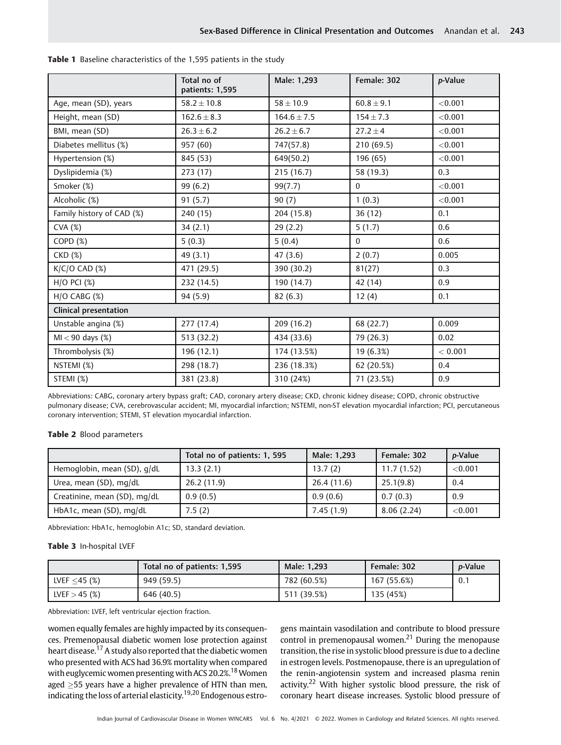**Table 1** Baseline characteristics of the 1,595 patients in the study

| | Total no of patients: 1,595 | Male: 1,293 | Female: 302 | *p*-Value |
|---|---|---|---|---|
| Age, mean (SD), years | $58.2 \pm 10.8$ | $58 \pm 10.9$ | $60.8 \pm 9.1$ | <0.001 |
| Height, mean (SD) | $162.6 \pm 8.3$ | $164.6 \pm 7.5$ | $154 \pm 7.3$ | <0.001 |
| BMI, mean (SD) | $26.3 \pm 6.2$ | $26.2 \pm 6.7$ | $27.2 \pm 4$ | <0.001 |
| Diabetes mellitus (%) | 957 (60) | 747(57.8) | 210 (69.5) | <0.001 |
| Hypertension (%) | 845 (53) | 649(50.2) | 196 (65) | <0.001 |
| Dyslipidemia (%) | 273 (17) | 215 (16.7) | 58 (19.3) | 0.3 |
| Smoker (%) | 99 (6.2) | 99(7.7) | 0 | <0.001 |
| Alcoholic (%) | 91 (5.7) | 90 (7) | 1 (0.3) | <0.001 |
| Family history of CAD (%) | 240 (15) | 204 (15.8) | 36 (12) | 0.1 |
| CVA (%) | 34 (2.1) | 29 (2.2) | 5 (1.7) | 0.6 |
| COPD (%) | 5 (0.3) | 5 (0.4) | 0 | 0.6 |
| CKD (%) | 49 (3.1) | 47 (3.6) | 2 (0.7) | 0.005 |
| K/C/O CAD (%) | 471 (29.5) | 390 (30.2) | 81(27) | 0.3 |
| H/O PCI (%) | 232 (14.5) | 190 (14.7) | 42 (14) | 0.9 |
| H/O CABG (%) | 94 (5.9) | 82 (6.3) | 12 (4) | 0.1 |
| **Clinical presentation** | | | | |
| Unstable angina (%) | 277 (17.4) | 209 (16.2) | 68 (22.7) | 0.009 |
| MI < 90 days (%) | 513 (32.2) | 434 (33.6) | 79 (26.3) | 0.02 |
| Thrombolysis (%) | 196 (12.1) | 174 (13.5%) | 19 (6.3%) | < 0.001 |
| NSTEMI (%) | 298 (18.7) | 236 (18.3%) | 62 (20.5%) | 0.4 |
| STEMI (%) | 381 (23.8) | 310 (24%) | 71 (23.5%) | 0.9 |

Abbreviations: CABG, coronary artery bypass graft; CAD, coronary artery disease; CKD, chronic kidney disease; COPD, chronic obstructive pulmonary disease; CVA, cerebrovascular accident; MI, myocardial infarction; NSTEMI, non-ST elevation myocardial infarction; PCI, percutaneous coronary intervention; STEMI, ST elevation myocardial infarction.

**Table 2** Blood parameters

| | Total no of patients: 1, 595 | Male: 1,293 | Female: 302 | *p*-Value |
|---|---|---|---|---|
| Hemoglobin, mean (SD), g/dL | 13.3 (2.1) | 13.7 (2) | 11.7 (1.52) | <0.001 |
| Urea, mean (SD), mg/dL | 26.2 (11.9) | 26.4 (11.6) | 25.1(9.8) | 0.4 |
| Creatinine, mean (SD), mg/dL | 0.9 (0.5) | 0.9 (0.6) | 0.7 (0.3) | 0.9 |
| HbA1c, mean (SD), mg/dL | 7.5 (2) | 7.45 (1.9) | 8.06 (2.24) | <0.001 |

Abbreviation: HbA1c, hemoglobin A1c; SD, standard deviation.

**Table 3** In-hospital LVEF

| | Total no of patients: 1,595 | Male: 1,293 | Female: 302 | *p*-Value |
|---|---|---|---|---|
| LVEF ≤45 (%) | 949 (59.5) | 782 (60.5%) | 167 (55.6%) | 0.1 |
| LVEF > 45 (%) | 646 (40.5) | 511 (39.5%) | 135 (45%) | |

Abbreviation: LVEF, left ventricular ejection fraction.

women equally females are highly impacted by its consequences. Premenopausal diabetic women lose protection against heart disease.[17] A study also reported that the diabetic women who presented with ACS had 36.9% mortality when compared with euglycemic women presenting with ACS 20.2%.[18] Women aged ≥55 years have a higher prevalence of HTN than men, indicating the loss of arterial elasticity.[19,20] Endogenous estrogens maintain vasodilation and contribute to blood pressure control in premenopausal women.[21] During the menopause transition, the rise in systolic blood pressure is due to a decline in estrogen levels. Postmenopause, there is an upregulation of the renin-angiotensin system and increased plasma renin activity.[22] With higher systolic blood pressure, the risk of coronary heart disease increases. Systolic blood pressure of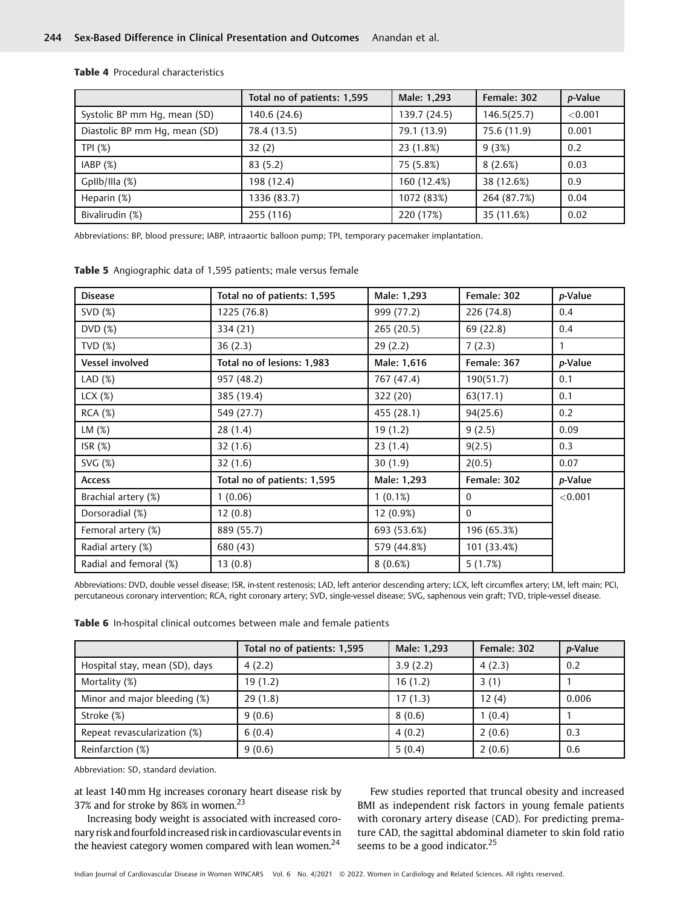**Table 4** Procedural characteristics

| | Total no of patients: 1,595 | Male: 1,293 | Female: 302 | *p*-Value |
|---|---|---|---|---|
| Systolic BP mm Hg, mean (SD) | 140.6 (24.6) | 139.7 (24.5) | 146.5(25.7) | <0.001 |
| Diastolic BP mm Hg, mean (SD) | 78.4 (13.5) | 79.1 (13.9) | 75.6 (11.9) | 0.001 |
| TPI (%) | 32 (2) | 23 (1.8%) | 9 (3%) | 0.2 |
| IABP (%) | 83 (5.2) | 75 (5.8%) | 8 (2.6%) | 0.03 |
| GpIIb/IIIa (%) | 198 (12.4) | 160 (12.4%) | 38 (12.6%) | 0.9 |
| Heparin (%) | 1336 (83.7) | 1072 (83%) | 264 (87.7%) | 0.04 |
| Bivalirudin (%) | 255 (116) | 220 (17%) | 35 (11.6%) | 0.02 |

Abbreviations: BP, blood pressure; IABP, intraaortic balloon pump; TPI, temporary pacemaker implantation.

**Table 5** Angiographic data of 1,595 patients; male versus female

| Disease | Total no of patients: 1,595 | Male: 1,293 | Female: 302 | *p*-Value |
|---|---|---|---|---|
| SVD (%) | 1225 (76.8) | 999 (77.2) | 226 (74.8) | 0.4 |
| DVD (%) | 334 (21) | 265 (20.5) | 69 (22.8) | 0.4 |
| TVD (%) | 36 (2.3) | 29 (2.2) | 7 (2.3) | 1 |
| **Vessel involved** | **Total no of lesions: 1,983** | **Male: 1,616** | **Female: 367** | ***p*-Value** |
| LAD (%) | 957 (48.2) | 767 (47.4) | 190(51.7) | 0.1 |
| LCX (%) | 385 (19.4) | 322 (20) | 63(17.1) | 0.1 |
| RCA (%) | 549 (27.7) | 455 (28.1) | 94(25.6) | 0.2 |
| LM (%) | 28 (1.4) | 19 (1.2) | 9 (2.5) | 0.09 |
| ISR (%) | 32 (1.6) | 23 (1.4) | 9(2.5) | 0.3 |
| SVG (%) | 32 (1.6) | 30 (1.9) | 2(0.5) | 0.07 |
| **Access** | **Total no of patients: 1,595** | **Male: 1,293** | **Female: 302** | ***p*-Value** |
| Brachial artery (%) | 1 (0.06) | 1 (0.1%) | 0 | <0.001 |
| Dorsoradial (%) | 12 (0.8) | 12 (0.9%) | 0 | |
| Femoral artery (%) | 889 (55.7) | 693 (53.6%) | 196 (65.3%) | |
| Radial artery (%) | 680 (43) | 579 (44.8%) | 101 (33.4%) | |
| Radial and femoral (%) | 13 (0.8) | 8 (0.6%) | 5 (1.7%) | |

Abbreviations: DVD, double vessel disease; ISR, in-stent restenosis; LAD, left anterior descending artery; LCX, left circumflex artery; LM, left main; PCI, percutaneous coronary intervention; RCA, right coronary artery; SVD, single-vessel disease; SVG, saphenous vein graft; TVD, triple-vessel disease.

**Table 6** In-hospital clinical outcomes between male and female patients

| | Total no of patients: 1,595 | Male: 1,293 | Female: 302 | *p*-Value |
|---|---|---|---|---|
| Hospital stay, mean (SD), days | 4 (2.2) | 3.9 (2.2) | 4 (2.3) | 0.2 |
| Mortality (%) | 19 (1.2) | 16 (1.2) | 3 (1) | 1 |
| Minor and major bleeding (%) | 29 (1.8) | 17 (1.3) | 12 (4) | 0.006 |
| Stroke (%) | 9 (0.6) | 8 (0.6) | 1 (0.4) | 1 |
| Repeat revascularization (%) | 6 (0.4) | 4 (0.2) | 2 (0.6) | 0.3 |
| Reinfarction (%) | 9 (0.6) | 5 (0.4) | 2 (0.6) | 0.6 |

Abbreviation: SD, standard deviation.

at least 140 mm Hg increases coronary heart disease risk by 37% and for stroke by 86% in women.[23]

Increasing body weight is associated with increased coronary risk and fourfold increased risk in cardiovascular events in the heaviest category women compared with lean women.[24]

Few studies reported that truncal obesity and increased BMI as independent risk factors in young female patients with coronary artery disease (CAD). For predicting premature CAD, the sagittal abdominal diameter to skin fold ratio seems to be a good indicator.[25]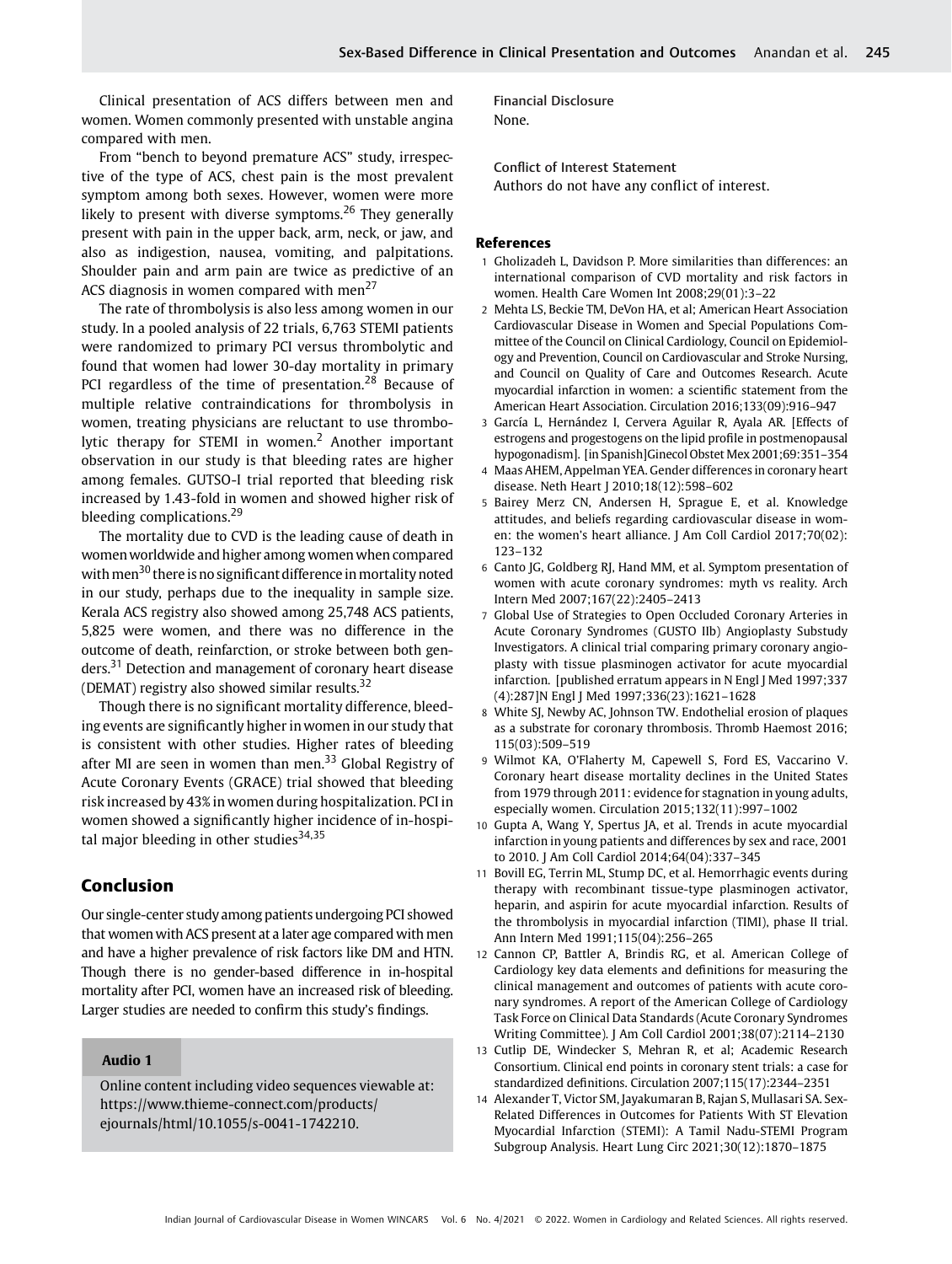Clinical presentation of ACS differs between men and women. Women commonly presented with unstable angina compared with men.

From "bench to beyond premature ACS" study, irrespective of the type of ACS, chest pain is the most prevalent symptom among both sexes. However, women were more likely to present with diverse symptoms.[26] They generally present with pain in the upper back, arm, neck, or jaw, and also as indigestion, nausea, vomiting, and palpitations. Shoulder pain and arm pain are twice as predictive of an ACS diagnosis in women compared with men[27]

The rate of thrombolysis is also less among women in our study. In a pooled analysis of 22 trials, 6,763 STEMI patients were randomized to primary PCI versus thrombolytic and found that women had lower 30-day mortality in primary PCI regardless of the time of presentation.[28] Because of multiple relative contraindications for thrombolysis in women, treating physicians are reluctant to use thrombolytic therapy for STEMI in women.[2] Another important observation in our study is that bleeding rates are higher among females. GUTSO-I trial reported that bleeding risk increased by 1.43-fold in women and showed higher risk of bleeding complications.[29]

The mortality due to CVD is the leading cause of death in women worldwide and higher among women when compared with men[30] there is no significant difference in mortality noted in our study, perhaps due to the inequality in sample size. Kerala ACS registry also showed among 25,748 ACS patients, 5,825 were women, and there was no difference in the outcome of death, reinfarction, or stroke between both genders.[31] Detection and management of coronary heart disease (DEMAT) registry also showed similar results.[32]

Though there is no significant mortality difference, bleeding events are significantly higher in women in our study that is consistent with other studies. Higher rates of bleeding after MI are seen in women than men.[33] Global Registry of Acute Coronary Events (GRACE) trial showed that bleeding risk increased by 43% in women during hospitalization. PCI in women showed a significantly higher incidence of in-hospital major bleeding in other studies[34,35]

## Conclusion

Our single-center study among patients undergoing PCI showed that women with ACS present at a later age compared with men and have a higher prevalence of risk factors like DM and HTN. Though there is no gender-based difference in in-hospital mortality after PCI, women have an increased risk of bleeding. Larger studies are needed to confirm this study's findings.

**Audio 1**

Online content including video sequences viewable at: https://www.thieme-connect.com/products/ejournals/html/10.1055/s-0041-1742210.

**Financial Disclosure**

None.

**Conflict of Interest Statement**

Authors do not have any conflict of interest.

## References

1. Gholizadeh L, Davidson P. More similarities than differences: an international comparison of CVD mortality and risk factors in women. Health Care Women Int 2008;29(01):3–22
2. Mehta LS, Beckie TM, DeVon HA, et al; American Heart Association Cardiovascular Disease in Women and Special Populations Committee of the Council on Clinical Cardiology, Council on Epidemiology and Prevention, Council on Cardiovascular and Stroke Nursing, and Council on Quality of Care and Outcomes Research. Acute myocardial infarction in women: a scientific statement from the American Heart Association. Circulation 2016;133(09):916–947
3. García L, Hernández I, Cervera Aguilar R, Ayala AR. [Effects of estrogens and progestogens on the lipid profile in postmenopausal hypogonadism]. [in Spanish]Ginecol Obstet Mex 2001;69:351–354
4. Maas AHEM, Appelman YEA. Gender differences in coronary heart disease. Neth Heart J 2010;18(12):598–602
5. Bairey Merz CN, Andersen H, Sprague E, et al. Knowledge attitudes, and beliefs regarding cardiovascular disease in women: the women's heart alliance. J Am Coll Cardiol 2017;70(02): 123–132
6. Canto JG, Goldberg RJ, Hand MM, et al. Symptom presentation of women with acute coronary syndromes: myth vs reality. Arch Intern Med 2007;167(22):2405–2413
7. Global Use of Strategies to Open Occluded Coronary Arteries in Acute Coronary Syndromes (GUSTO IIb) Angioplasty Substudy Investigators. A clinical trial comparing primary coronary angioplasty with tissue plasminogen activator for acute myocardial infarction. [published erratum appears in N Engl J Med 1997;337 (4):287]N Engl J Med 1997;336(23):1621–1628
8. White SJ, Newby AC, Johnson TW. Endothelial erosion of plaques as a substrate for coronary thrombosis. Thromb Haemost 2016; 115(03):509–519
9. Wilmot KA, O'Flaherty M, Capewell S, Ford ES, Vaccarino V. Coronary heart disease mortality declines in the United States from 1979 through 2011: evidence for stagnation in young adults, especially women. Circulation 2015;132(11):997–1002
10. Gupta A, Wang Y, Spertus JA, et al. Trends in acute myocardial infarction in young patients and differences by sex and race, 2001 to 2010. J Am Coll Cardiol 2014;64(04):337–345
11. Bovill EG, Terrin ML, Stump DC, et al. Hemorrhagic events during therapy with recombinant tissue-type plasminogen activator, heparin, and aspirin for acute myocardial infarction. Results of the thrombolysis in myocardial infarction (TIMI), phase II trial. Ann Intern Med 1991;115(04):256–265
12. Cannon CP, Battler A, Brindis RG, et al. American College of Cardiology key data elements and definitions for measuring the clinical management and outcomes of patients with acute coronary syndromes. A report of the American College of Cardiology Task Force on Clinical Data Standards (Acute Coronary Syndromes Writing Committee). J Am Coll Cardiol 2001;38(07):2114–2130
13. Cutlip DE, Windecker S, Mehran R, et al; Academic Research Consortium. Clinical end points in coronary stent trials: a case for standardized definitions. Circulation 2007;115(17):2344–2351
14. Alexander T, Victor SM, Jayakumaran B, Rajan S, Mullasari SA. Sex-Related Differences in Outcomes for Patients With ST Elevation Myocardial Infarction (STEMI): A Tamil Nadu-STEMI Program Subgroup Analysis. Heart Lung Circ 2021;30(12):1870–1875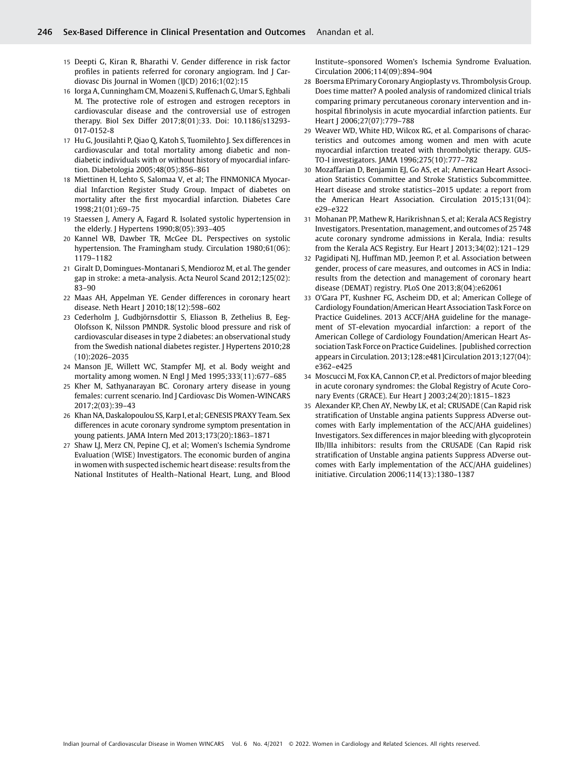15 Deepti G, Kiran R, Bharathi V. Gender difference in risk factor profiles in patients referred for coronary angiogram. Ind J Cardiovasc Dis Journal in Women (IJCD) 2016;1(02):15

16 Iorga A, Cunningham CM, Moazeni S, Ruffenach G, Umar S, Eghbali M. The protective role of estrogen and estrogen receptors in cardiovascular disease and the controversial use of estrogen therapy. Biol Sex Differ 2017;8(01):33. Doi: 10.1186/s13293-017-0152-8

17 Hu G, Jousilahti P, Qiao Q, Katoh S, Tuomilehto J. Sex differences in cardiovascular and total mortality among diabetic and non-diabetic individuals with or without history of myocardial infarction. Diabetologia 2005;48(05):856–861

18 Miettinen H, Lehto S, Salomaa V, et al; The FINMONICA Myocardial Infarction Register Study Group. Impact of diabetes on mortality after the first myocardial infarction. Diabetes Care 1998;21(01):69–75

19 Staessen J, Amery A, Fagard R. Isolated systolic hypertension in the elderly. J Hypertens 1990;8(05):393–405

20 Kannel WB, Dawber TR, McGee DL. Perspectives on systolic hypertension. The Framingham study. Circulation 1980;61(06): 1179–1182

21 Giralt D, Domingues-Montanari S, Mendioroz M, et al. The gender gap in stroke: a meta-analysis. Acta Neurol Scand 2012;125(02): 83–90

22 Maas AH, Appelman YE. Gender differences in coronary heart disease. Neth Heart J 2010;18(12):598–602

23 Cederholm J, Gudbjörnsdottir S, Eliasson B, Zethelius B, Eeg-Olofsson K, Nilsson PMNDR. Systolic blood pressure and risk of cardiovascular diseases in type 2 diabetes: an observational study from the Swedish national diabetes register. J Hypertens 2010;28 (10):2026–2035

24 Manson JE, Willett WC, Stampfer MJ, et al. Body weight and mortality among women. N Engl J Med 1995;333(11):677–685

25 Kher M, Sathyanarayan BC. Coronary artery disease in young females: current scenario. Ind J Cardiovasc Dis Women-WINCARS 2017;2(03):39–43

26 Khan NA, Daskalopoulou SS, Karp I, et al; GENESIS PRAXY Team. Sex differences in acute coronary syndrome symptom presentation in young patients. JAMA Intern Med 2013;173(20):1863–1871

27 Shaw LJ, Merz CN, Pepine CJ, et al; Women's Ischemia Syndrome Evaluation (WISE) Investigators. The economic burden of angina in women with suspected ischemic heart disease: results from the National Institutes of Health–National Heart, Lung, and Blood Institute–sponsored Women's Ischemia Syndrome Evaluation. Circulation 2006;114(09):894–904

28 Boersma EPrimary Coronary Angioplasty vs. Thrombolysis Group. Does time matter? A pooled analysis of randomized clinical trials comparing primary percutaneous coronary intervention and in-hospital fibrinolysis in acute myocardial infarction patients. Eur Heart J 2006;27(07):779–788

29 Weaver WD, White HD, Wilcox RG, et al. Comparisons of characteristics and outcomes among women and men with acute myocardial infarction treated with thrombolytic therapy. GUSTO-I investigators. JAMA 1996;275(10):777–782

30 Mozaffarian D, Benjamin EJ, Go AS, et al; American Heart Association Statistics Committee and Stroke Statistics Subcommittee. Heart disease and stroke statistics–2015 update: a report from the American Heart Association. Circulation 2015;131(04): e29–e322

31 Mohanan PP, Mathew R, Harikrishnan S, et al; Kerala ACS Registry Investigators. Presentation, management, and outcomes of 25 748 acute coronary syndrome admissions in Kerala, India: results from the Kerala ACS Registry. Eur Heart J 2013;34(02):121–129

32 Pagidipati NJ, Huffman MD, Jeemon P, et al. Association between gender, process of care measures, and outcomes in ACS in India: results from the detection and management of coronary heart disease (DEMAT) registry. PLoS One 2013;8(04):e62061

33 O'Gara PT, Kushner FG, Ascheim DD, et al; American College of Cardiology Foundation/American Heart Association Task Force on Practice Guidelines. 2013 ACCF/AHA guideline for the management of ST-elevation myocardial infarction: a report of the American College of Cardiology Foundation/American Heart Association Task Force on Practice Guidelines. [published correction appears in Circulation. 2013;128:e481]Circulation 2013;127(04): e362–e425

34 Moscucci M, Fox KA, Cannon CP, et al. Predictors of major bleeding in acute coronary syndromes: the Global Registry of Acute Coronary Events (GRACE). Eur Heart J 2003;24(20):1815–1823

35 Alexander KP, Chen AY, Newby LK, et al; CRUSADE (Can Rapid risk stratification of Unstable angina patients Suppress ADverse outcomes with Early implementation of the ACC/AHA guidelines) Investigators. Sex differences in major bleeding with glycoprotein IIb/IIIa inhibitors: results from the CRUSADE (Can Rapid risk stratification of Unstable angina patients Suppress ADverse outcomes with Early implementation of the ACC/AHA guidelines) initiative. Circulation 2006;114(13):1380–1387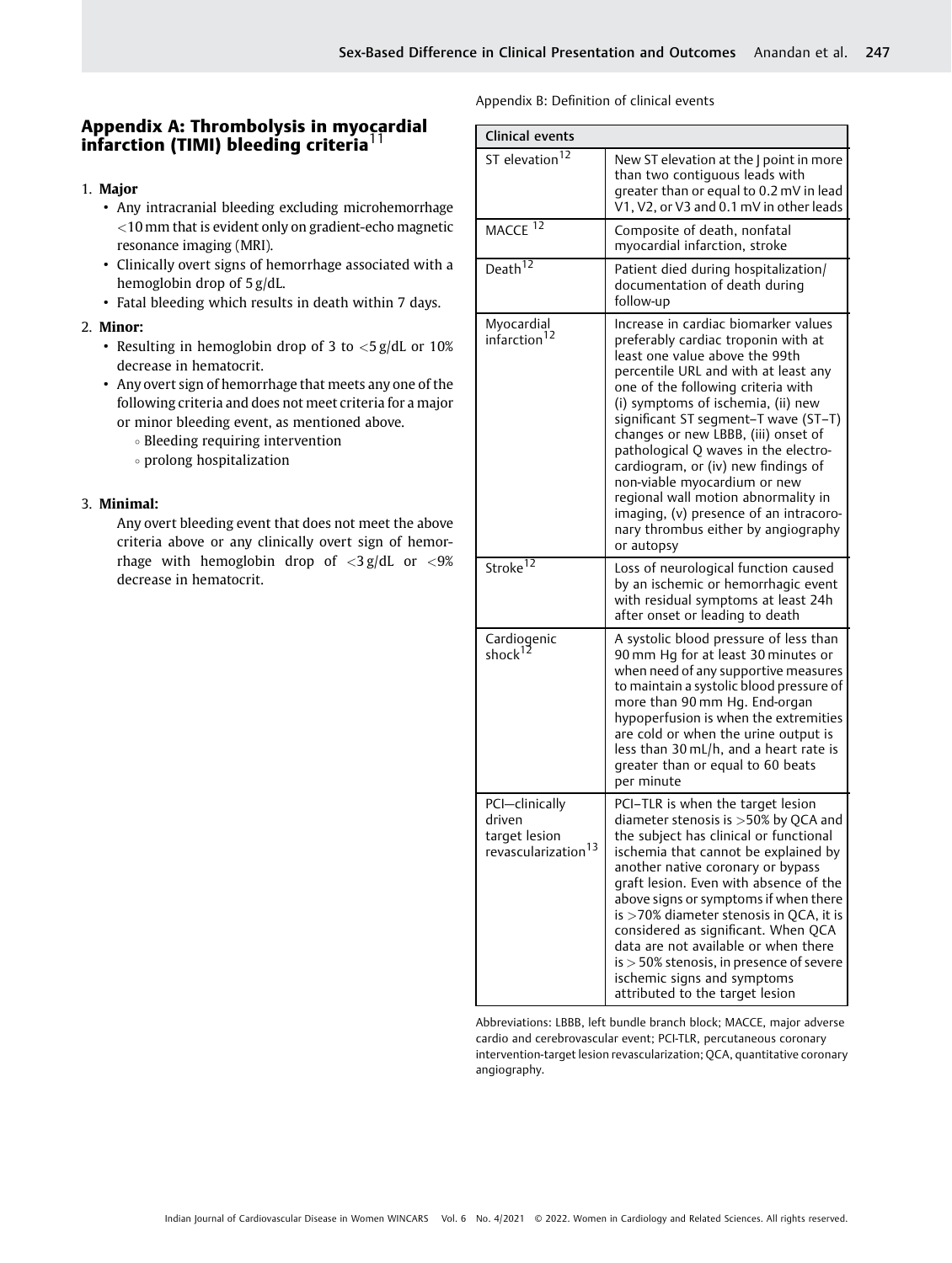## Appendix A: Thrombolysis in myocardial infarction (TIMI) bleeding criteria[11]

1. **Major**
   - Any intracranial bleeding excluding microhemorrhage <10 mm that is evident only on gradient-echo magnetic resonance imaging (MRI).
   - Clinically overt signs of hemorrhage associated with a hemoglobin drop of 5 g/dL.
   - Fatal bleeding which results in death within 7 days.
2. **Minor:**
   - Resulting in hemoglobin drop of 3 to <5 g/dL or 10% decrease in hematocrit.
   - Any overt sign of hemorrhage that meets any one of the following criteria and does not meet criteria for a major or minor bleeding event, as mentioned above.
     - Bleeding requiring intervention
     - prolong hospitalization
3. **Minimal:**

   Any overt bleeding event that does not meet the above criteria above or any clinically overt sign of hemorrhage with hemoglobin drop of <3 g/dL or <9% decrease in hematocrit.

Appendix B: Definition of clinical events

| Clinical events | |
|---|---|
| ST elevation[12] | New ST elevation at the J point in more than two contiguous leads with greater than or equal to 0.2 mV in lead V1, V2, or V3 and 0.1 mV in other leads |
| MACCE [12] | Composite of death, nonfatal myocardial infarction, stroke |
| Death[12] | Patient died during hospitalization/ documentation of death during follow-up |
| Myocardial infarction[12] | Increase in cardiac biomarker values preferably cardiac troponin with at least one value above the 99th percentile URL and with at least any one of the following criteria with (i) symptoms of ischemia, (ii) new significant ST segment–T wave (ST–T) changes or new LBBB, (iii) onset of pathological Q waves in the electrocardiogram, or (iv) new findings of non-viable myocardium or new regional wall motion abnormality in imaging, (v) presence of an intracoronary thrombus either by angiography or autopsy |
| Stroke[12] | Loss of neurological function caused by an ischemic or hemorrhagic event with residual symptoms at least 24h after onset or leading to death |
| Cardiogenic shock[12] | A systolic blood pressure of less than 90 mm Hg for at least 30 minutes or when need of any supportive measures to maintain a systolic blood pressure of more than 90 mm Hg. End-organ hypoperfusion is when the extremities are cold or when the urine output is less than 30 mL/h, and a heart rate is greater than or equal to 60 beats per minute |
| PCI—clinically driven target lesion revascularization[13] | PCI–TLR is when the target lesion diameter stenosis is >50% by QCA and the subject has clinical or functional ischemia that cannot be explained by another native coronary or bypass graft lesion. Even with absence of the above signs or symptoms if when there is >70% diameter stenosis in QCA, it is considered as significant. When QCA data are not available or when there is > 50% stenosis, in presence of severe ischemic signs and symptoms attributed to the target lesion |

Abbreviations: LBBB, left bundle branch block; MACCE, major adverse cardio and cerebrovascular event; PCI-TLR, percutaneous coronary intervention-target lesion revascularization; QCA, quantitative coronary angiography.